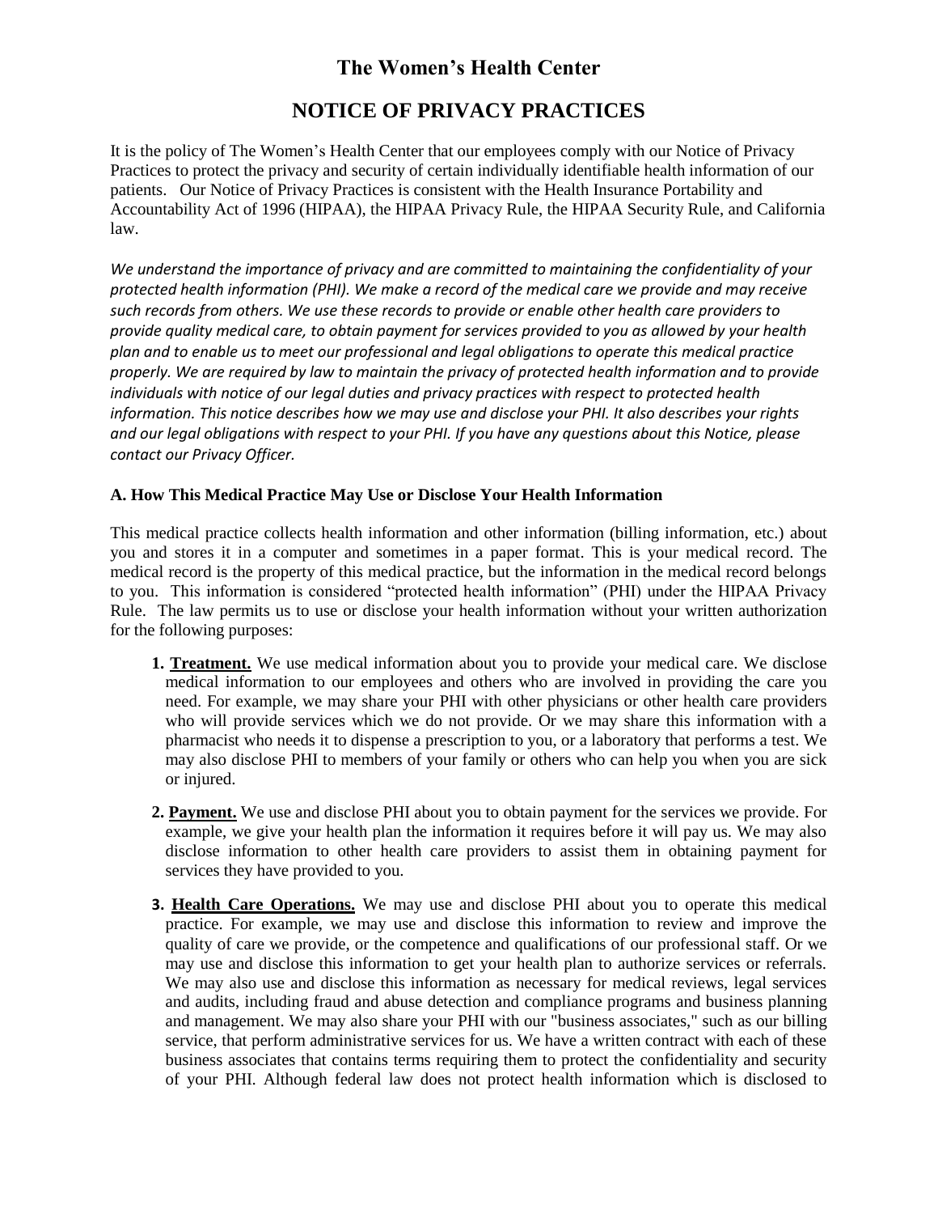# The Women's Health Center

## NOTICE OF PRIVACY PRACTICES

It is the policy of The Women's Health Center that our employees comply with our Notice of Privacy Practices to protect the privacy and security of certain individually identifiable health information of our patients. Our Notice of Privacy Practices is consistent with the Health Insurance Portability and Accountability Act of 1996 (HIPAA), the HIPAA Privacy Rule, the HIPAA Security Rule, and California law.

*We understand the importance of privacy and are committed to maintaining the confidentiality of your protected health information (PHI). We make a record of the medical care we provide and may receive such records from others. We use these records to provide or enable other health care providers to provide quality medical care, to obtain payment for services provided to you as allowed by your health plan and to enable us to meet our professional and legal obligations to operate this medical practice properly. We are required by law to maintain the privacy of protected health information and to provide individuals with notice of our legal duties and privacy practices with respect to protected health information. This notice describes how we may use and disclose your PHI. It also describes your rights and our legal obligations with respect to your PHI. If you have any questions about this Notice, please contact our Privacy Officer.*

### A. How This Medical Practice May Use or Disclose Your Health Information

This medical practice collects health information and other information (billing information, etc.) about you and stores it in a computer and sometimes in a paper format. This is your medical record. The medical record is the property of this medical practice, but the information in the medical record belongs to you. This information is considered "protected health information" (PHI) under the HIPAA Privacy Rule. The law permits us to use or disclose your health information without your written authorization for the following purposes:

1. **Treatment.** We use medical information about you to provide your medical care. We disclose medical information to our employees and others who are involved in providing the care you need. For example, we may share your PHI with other physicians or other health care providers who will provide services which we do not provide. Or we may share this information with a pharmacist who needs it to dispense a prescription to you, or a laboratory that performs a test. We may also disclose PHI to members of your family or others who can help you when you are sick or injured.

2. **Payment.** We use and disclose PHI about you to obtain payment for the services we provide. For example, we give your health plan the information it requires before it will pay us. We may also disclose information to other health care providers to assist them in obtaining payment for services they have provided to you.

3. **Health Care Operations.** We may use and disclose PHI about you to operate this medical practice. For example, we may use and disclose this information to review and improve the quality of care we provide, or the competence and qualifications of our professional staff. Or we may use and disclose this information to get your health plan to authorize services or referrals. We may also use and disclose this information as necessary for medical reviews, legal services and audits, including fraud and abuse detection and compliance programs and business planning and management. We may also share your PHI with our "business associates," such as our billing service, that perform administrative services for us. We have a written contract with each of these business associates that contains terms requiring them to protect the confidentiality and security of your PHI. Although federal law does not protect health information which is disclosed to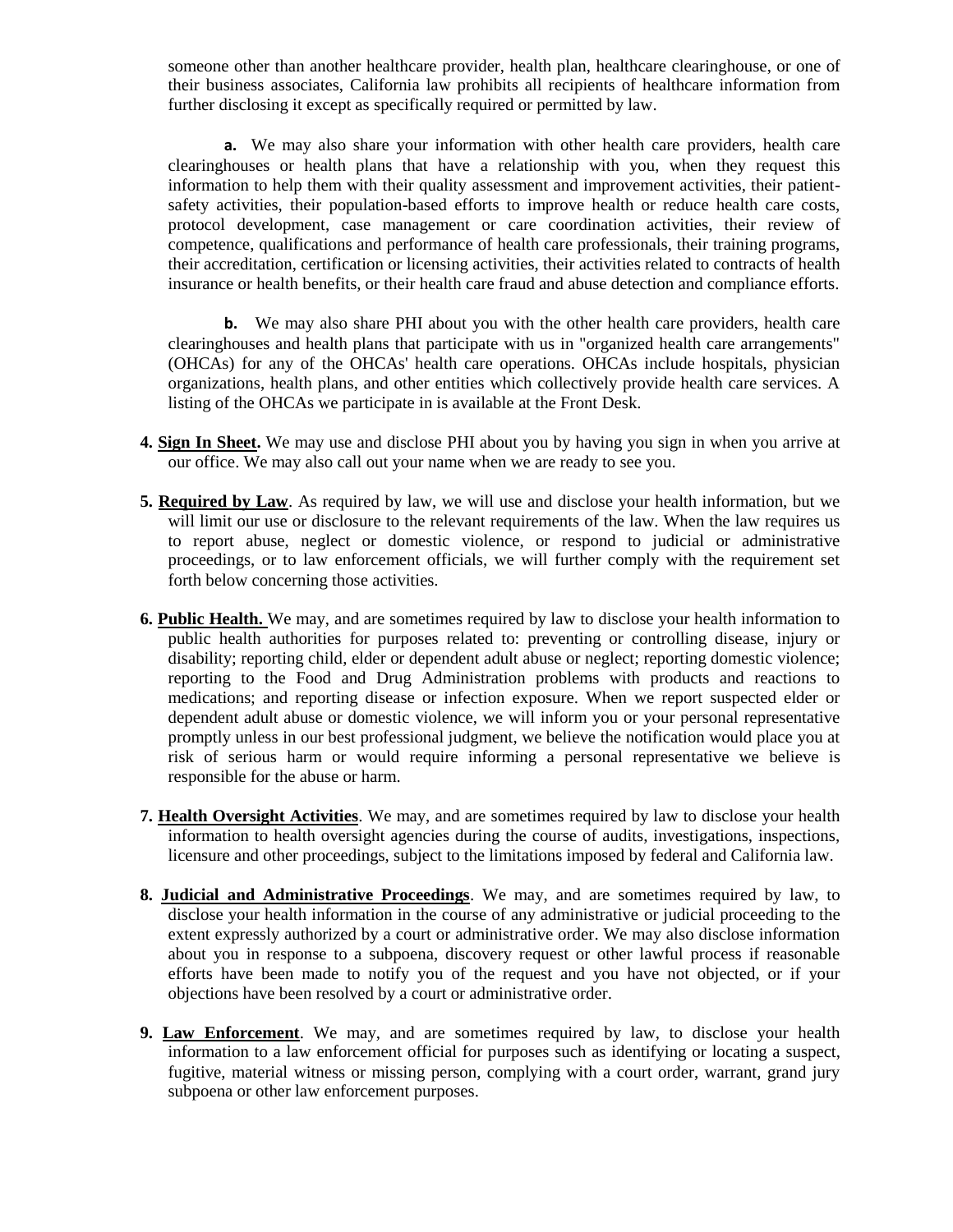someone other than another healthcare provider, health plan, healthcare clearinghouse, or one of their business associates, California law prohibits all recipients of healthcare information from further disclosing it except as specifically required or permitted by law.

**a.** We may also share your information with other health care providers, health care clearinghouses or health plans that have a relationship with you, when they request this information to help them with their quality assessment and improvement activities, their patient-safety activities, their population-based efforts to improve health or reduce health care costs, protocol development, case management or care coordination activities, their review of competence, qualifications and performance of health care professionals, their training programs, their accreditation, certification or licensing activities, their activities related to contracts of health insurance or health benefits, or their health care fraud and abuse detection and compliance efforts.

**b.** We may also share PHI about you with the other health care providers, health care clearinghouses and health plans that participate with us in "organized health care arrangements" (OHCAs) for any of the OHCAs' health care operations. OHCAs include hospitals, physician organizations, health plans, and other entities which collectively provide health care services. A listing of the OHCAs we participate in is available at the Front Desk.

**4. Sign In Sheet.** We may use and disclose PHI about you by having you sign in when you arrive at our office. We may also call out your name when we are ready to see you.

**5. Required by Law**. As required by law, we will use and disclose your health information, but we will limit our use or disclosure to the relevant requirements of the law. When the law requires us to report abuse, neglect or domestic violence, or respond to judicial or administrative proceedings, or to law enforcement officials, we will further comply with the requirement set forth below concerning those activities.

**6. Public Health.** We may, and are sometimes required by law to disclose your health information to public health authorities for purposes related to: preventing or controlling disease, injury or disability; reporting child, elder or dependent adult abuse or neglect; reporting domestic violence; reporting to the Food and Drug Administration problems with products and reactions to medications; and reporting disease or infection exposure. When we report suspected elder or dependent adult abuse or domestic violence, we will inform you or your personal representative promptly unless in our best professional judgment, we believe the notification would place you at risk of serious harm or would require informing a personal representative we believe is responsible for the abuse or harm.

**7. Health Oversight Activities**. We may, and are sometimes required by law to disclose your health information to health oversight agencies during the course of audits, investigations, inspections, licensure and other proceedings, subject to the limitations imposed by federal and California law.

**8. Judicial and Administrative Proceedings**. We may, and are sometimes required by law, to disclose your health information in the course of any administrative or judicial proceeding to the extent expressly authorized by a court or administrative order. We may also disclose information about you in response to a subpoena, discovery request or other lawful process if reasonable efforts have been made to notify you of the request and you have not objected, or if your objections have been resolved by a court or administrative order.

**9. Law Enforcement**. We may, and are sometimes required by law, to disclose your health information to a law enforcement official for purposes such as identifying or locating a suspect, fugitive, material witness or missing person, complying with a court order, warrant, grand jury subpoena or other law enforcement purposes.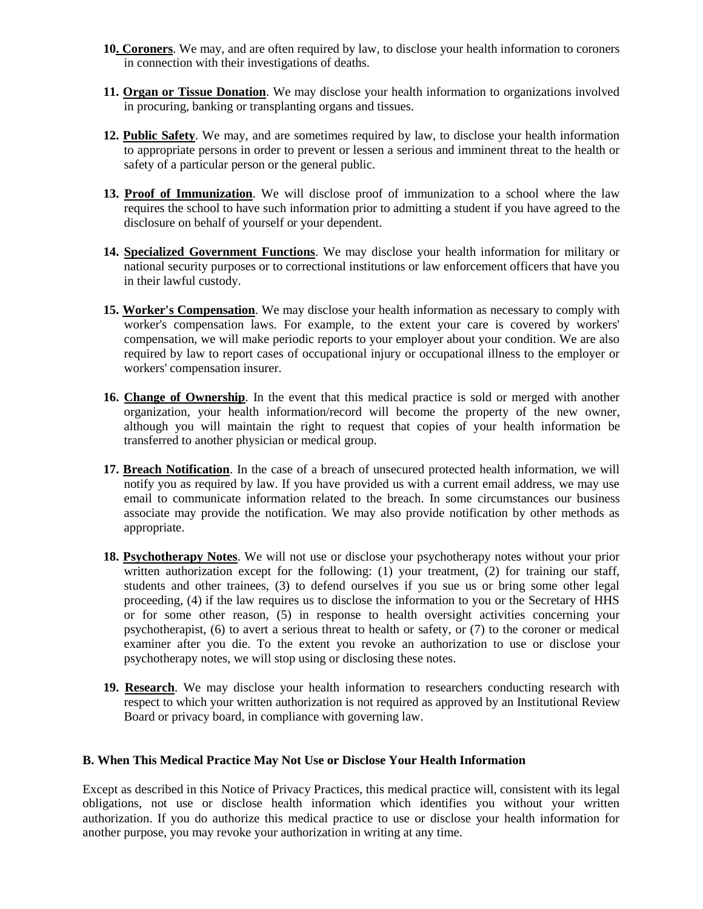10. **Coroners**. We may, and are often required by law, to disclose your health information to coroners in connection with their investigations of deaths.

11. **Organ or Tissue Donation**. We may disclose your health information to organizations involved in procuring, banking or transplanting organs and tissues.

12. **Public Safety**. We may, and are sometimes required by law, to disclose your health information to appropriate persons in order to prevent or lessen a serious and imminent threat to the health or safety of a particular person or the general public.

13. **Proof of Immunization**. We will disclose proof of immunization to a school where the law requires the school to have such information prior to admitting a student if you have agreed to the disclosure on behalf of yourself or your dependent.

14. **Specialized Government Functions**. We may disclose your health information for military or national security purposes or to correctional institutions or law enforcement officers that have you in their lawful custody.

15. **Worker's Compensation**. We may disclose your health information as necessary to comply with worker's compensation laws. For example, to the extent your care is covered by workers' compensation, we will make periodic reports to your employer about your condition. We are also required by law to report cases of occupational injury or occupational illness to the employer or workers' compensation insurer.

16. **Change of Ownership**. In the event that this medical practice is sold or merged with another organization, your health information/record will become the property of the new owner, although you will maintain the right to request that copies of your health information be transferred to another physician or medical group.

17. **Breach Notification**. In the case of a breach of unsecured protected health information, we will notify you as required by law. If you have provided us with a current email address, we may use email to communicate information related to the breach. In some circumstances our business associate may provide the notification. We may also provide notification by other methods as appropriate.

18. **Psychotherapy Notes**. We will not use or disclose your psychotherapy notes without your prior written authorization except for the following: (1) your treatment, (2) for training our staff, students and other trainees, (3) to defend ourselves if you sue us or bring some other legal proceeding, (4) if the law requires us to disclose the information to you or the Secretary of HHS or for some other reason, (5) in response to health oversight activities concerning your psychotherapist, (6) to avert a serious threat to health or safety, or (7) to the coroner or medical examiner after you die. To the extent you revoke an authorization to use or disclose your psychotherapy notes, we will stop using or disclosing these notes.

19. **Research**. We may disclose your health information to researchers conducting research with respect to which your written authorization is not required as approved by an Institutional Review Board or privacy board, in compliance with governing law.

**B. When This Medical Practice May Not Use or Disclose Your Health Information**

Except as described in this Notice of Privacy Practices, this medical practice will, consistent with its legal obligations, not use or disclose health information which identifies you without your written authorization. If you do authorize this medical practice to use or disclose your health information for another purpose, you may revoke your authorization in writing at any time.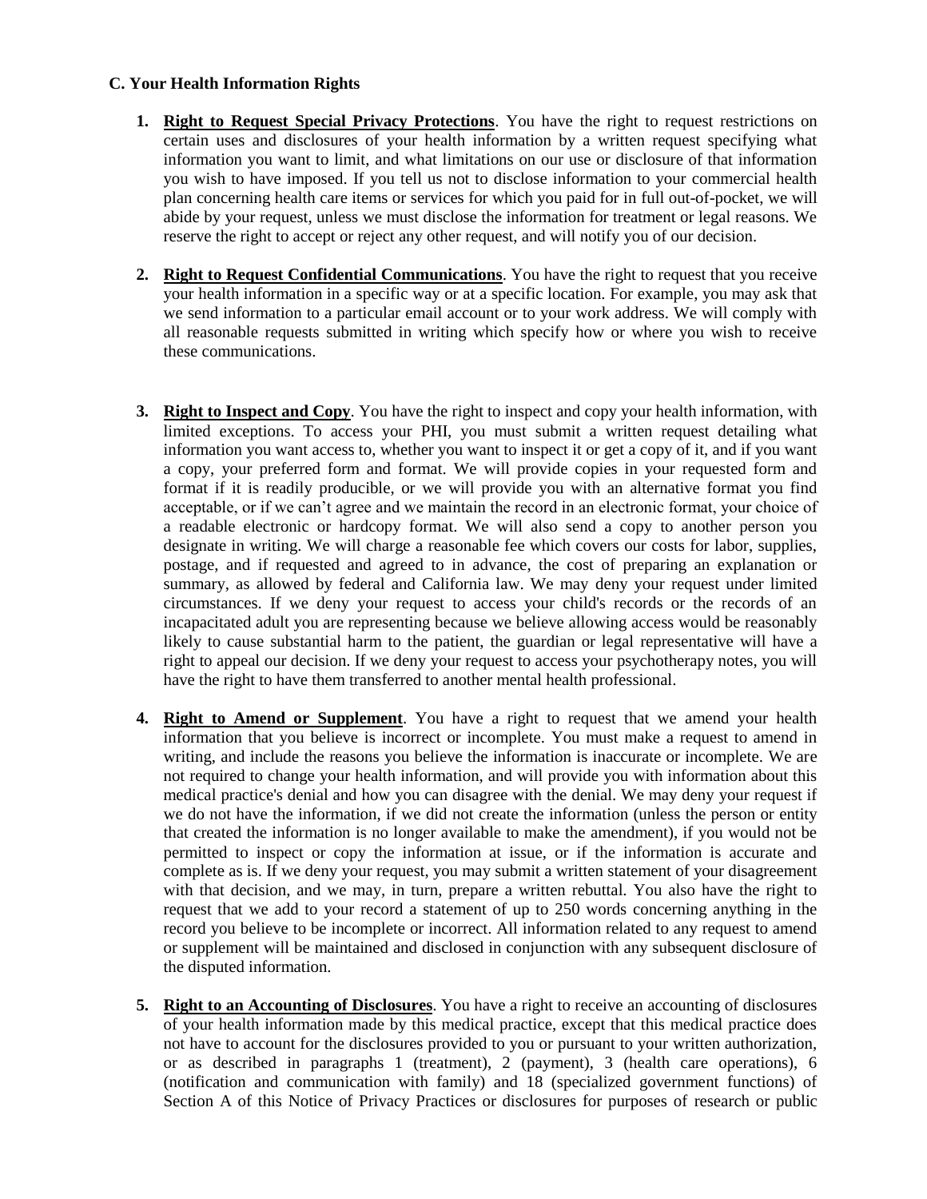### C. Your Health Information Rights

1. **Right to Request Special Privacy Protections**. You have the right to request restrictions on certain uses and disclosures of your health information by a written request specifying what information you want to limit, and what limitations on our use or disclosure of that information you wish to have imposed. If you tell us not to disclose information to your commercial health plan concerning health care items or services for which you paid for in full out-of-pocket, we will abide by your request, unless we must disclose the information for treatment or legal reasons. We reserve the right to accept or reject any other request, and will notify you of our decision.

2. **Right to Request Confidential Communications**. You have the right to request that you receive your health information in a specific way or at a specific location. For example, you may ask that we send information to a particular email account or to your work address. We will comply with all reasonable requests submitted in writing which specify how or where you wish to receive these communications.

3. **Right to Inspect and Copy**. You have the right to inspect and copy your health information, with limited exceptions. To access your PHI, you must submit a written request detailing what information you want access to, whether you want to inspect it or get a copy of it, and if you want a copy, your preferred form and format. We will provide copies in your requested form and format if it is readily producible, or we will provide you with an alternative format you find acceptable, or if we can't agree and we maintain the record in an electronic format, your choice of a readable electronic or hardcopy format. We will also send a copy to another person you designate in writing. We will charge a reasonable fee which covers our costs for labor, supplies, postage, and if requested and agreed to in advance, the cost of preparing an explanation or summary, as allowed by federal and California law. We may deny your request under limited circumstances. If we deny your request to access your child's records or the records of an incapacitated adult you are representing because we believe allowing access would be reasonably likely to cause substantial harm to the patient, the guardian or legal representative will have a right to appeal our decision. If we deny your request to access your psychotherapy notes, you will have the right to have them transferred to another mental health professional.

4. **Right to Amend or Supplement**. You have a right to request that we amend your health information that you believe is incorrect or incomplete. You must make a request to amend in writing, and include the reasons you believe the information is inaccurate or incomplete. We are not required to change your health information, and will provide you with information about this medical practice's denial and how you can disagree with the denial. We may deny your request if we do not have the information, if we did not create the information (unless the person or entity that created the information is no longer available to make the amendment), if you would not be permitted to inspect or copy the information at issue, or if the information is accurate and complete as is. If we deny your request, you may submit a written statement of your disagreement with that decision, and we may, in turn, prepare a written rebuttal. You also have the right to request that we add to your record a statement of up to 250 words concerning anything in the record you believe to be incomplete or incorrect. All information related to any request to amend or supplement will be maintained and disclosed in conjunction with any subsequent disclosure of the disputed information.

5. **Right to an Accounting of Disclosures**. You have a right to receive an accounting of disclosures of your health information made by this medical practice, except that this medical practice does not have to account for the disclosures provided to you or pursuant to your written authorization, or as described in paragraphs 1 (treatment), 2 (payment), 3 (health care operations), 6 (notification and communication with family) and 18 (specialized government functions) of Section A of this Notice of Privacy Practices or disclosures for purposes of research or public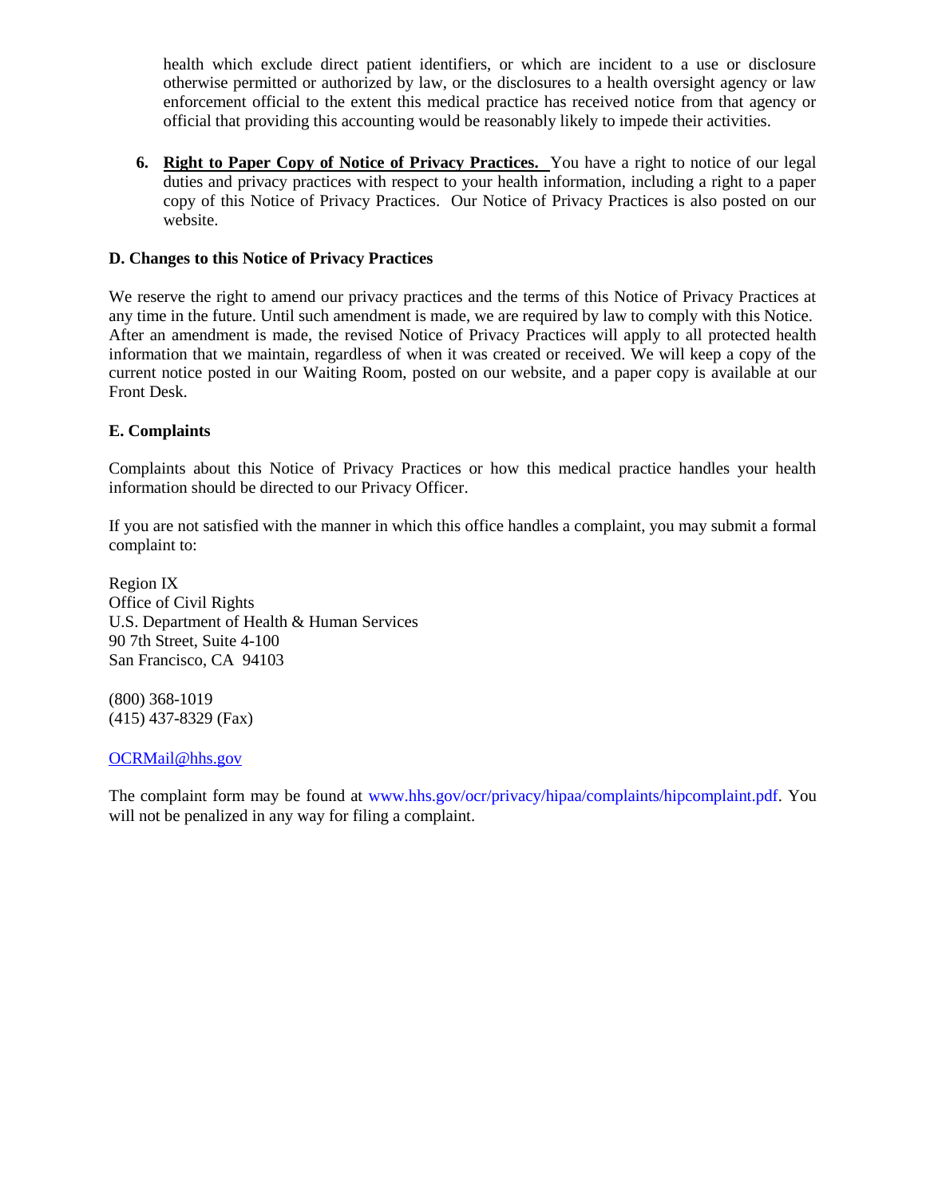health which exclude direct patient identifiers, or which are incident to a use or disclosure otherwise permitted or authorized by law, or the disclosures to a health oversight agency or law enforcement official to the extent this medical practice has received notice from that agency or official that providing this accounting would be reasonably likely to impede their activities.

6. **Right to Paper Copy of Notice of Privacy Practices.** You have a right to notice of our legal duties and privacy practices with respect to your health information, including a right to a paper copy of this Notice of Privacy Practices. Our Notice of Privacy Practices is also posted on our website.

**D. Changes to this Notice of Privacy Practices**

We reserve the right to amend our privacy practices and the terms of this Notice of Privacy Practices at any time in the future. Until such amendment is made, we are required by law to comply with this Notice. After an amendment is made, the revised Notice of Privacy Practices will apply to all protected health information that we maintain, regardless of when it was created or received. We will keep a copy of the current notice posted in our Waiting Room, posted on our website, and a paper copy is available at our Front Desk.

**E. Complaints**

Complaints about this Notice of Privacy Practices or how this medical practice handles your health information should be directed to our Privacy Officer.

If you are not satisfied with the manner in which this office handles a complaint, you may submit a formal complaint to:

Region IX
Office of Civil Rights
U.S. Department of Health & Human Services
90 7th Street, Suite 4-100
San Francisco, CA 94103

(800) 368-1019
(415) 437-8329 (Fax)

OCRMail@hhs.gov

The complaint form may be found at www.hhs.gov/ocr/privacy/hipaa/complaints/hipcomplaint.pdf. You will not be penalized in any way for filing a complaint.